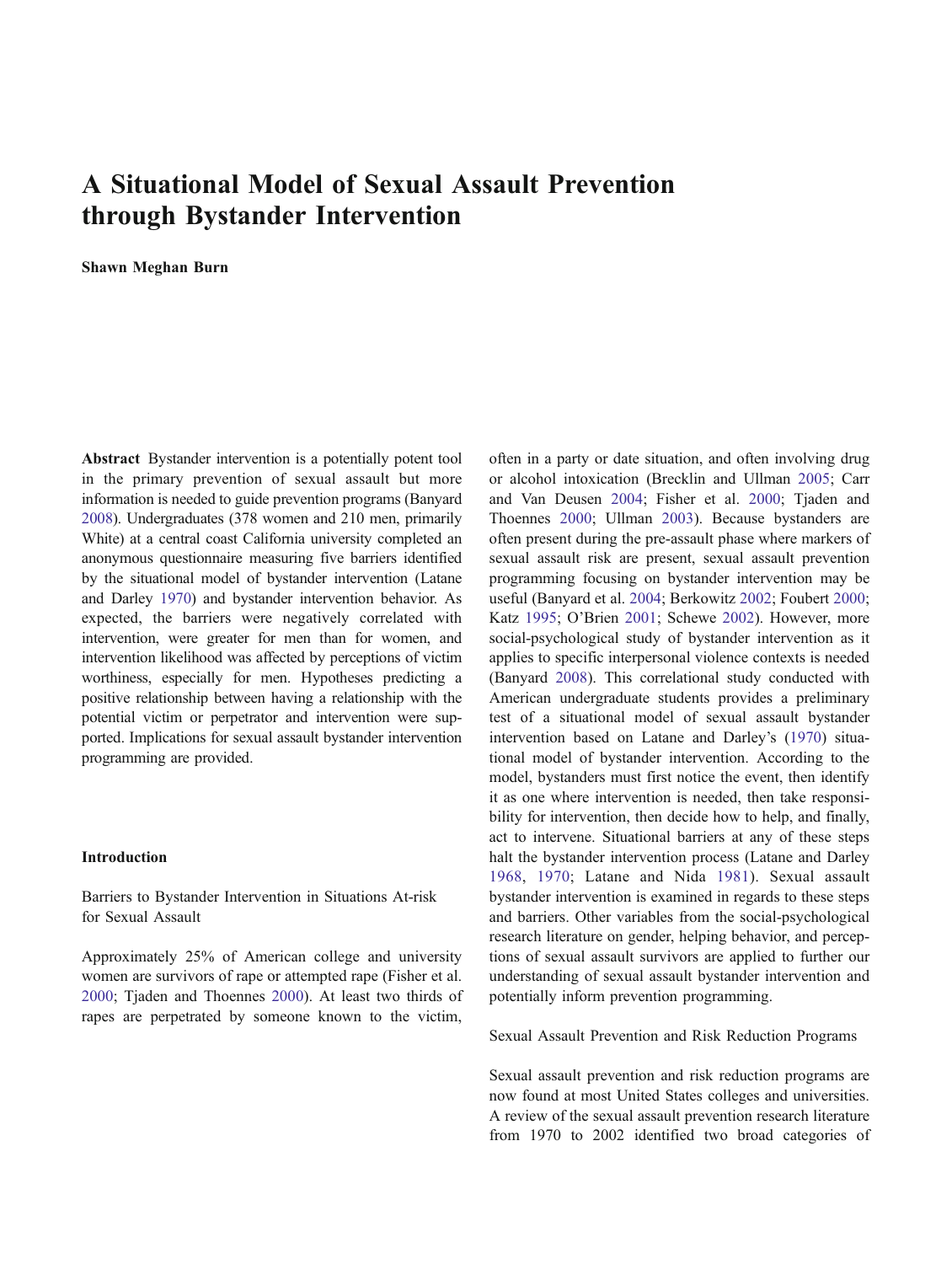# A Situational Model of Sexual Assault Prevention through Bystander Intervention

**Shawn Meghan Burn**

**Abstract** Bystander intervention is a potentially potent tool in the primary prevention of sexual assault but more information is needed to guide prevention programs (Banyard 2008). Undergraduates (378 women and 210 men, primarily White) at a central coast California university completed an anonymous questionnaire measuring five barriers identified by the situational model of bystander intervention (Latane and Darley 1970) and bystander intervention behavior. As expected, the barriers were negatively correlated with intervention, were greater for men than for women, and intervention likelihood was affected by perceptions of victim worthiness, especially for men. Hypotheses predicting a positive relationship between having a relationship with the potential victim or perpetrator and intervention were supported. Implications for sexual assault bystander intervention programming are provided.

## Introduction

### Barriers to Bystander Intervention in Situations At-risk for Sexual Assault

Approximately 25% of American college and university women are survivors of rape or attempted rape (Fisher et al. 2000; Tjaden and Thoennes 2000). At least two thirds of rapes are perpetrated by someone known to the victim, often in a party or date situation, and often involving drug or alcohol intoxication (Brecklin and Ullman 2005; Carr and Van Deusen 2004; Fisher et al. 2000; Tjaden and Thoennes 2000; Ullman 2003). Because bystanders are often present during the pre-assault phase where markers of sexual assault risk are present, sexual assault prevention programming focusing on bystander intervention may be useful (Banyard et al. 2004; Berkowitz 2002; Foubert 2000; Katz 1995; O'Brien 2001; Schewe 2002). However, more social-psychological study of bystander intervention as it applies to specific interpersonal violence contexts is needed (Banyard 2008). This correlational study conducted with American undergraduate students provides a preliminary test of a situational model of sexual assault bystander intervention based on Latane and Darley's (1970) situational model of bystander intervention. According to the model, bystanders must first notice the event, then identify it as one where intervention is needed, then take responsibility for intervention, then decide how to help, and finally, act to intervene. Situational barriers at any of these steps halt the bystander intervention process (Latane and Darley 1968, 1970; Latane and Nida 1981). Sexual assault bystander intervention is examined in regards to these steps and barriers. Other variables from the social-psychological research literature on gender, helping behavior, and perceptions of sexual assault survivors are applied to further our understanding of sexual assault bystander intervention and potentially inform prevention programming.

### Sexual Assault Prevention and Risk Reduction Programs

Sexual assault prevention and risk reduction programs are now found at most United States colleges and universities. A review of the sexual assault prevention research literature from 1970 to 2002 identified two broad categories of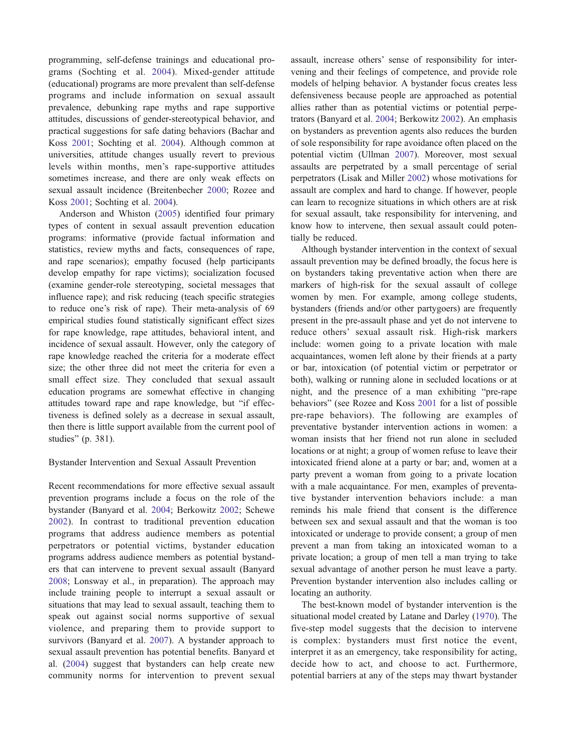programming, self-defense trainings and educational programs (Sochting et al. 2004). Mixed-gender attitude (educational) programs are more prevalent than self-defense programs and include information on sexual assault prevalence, debunking rape myths and rape supportive attitudes, discussions of gender-stereotypical behavior, and practical suggestions for safe dating behaviors (Bachar and Koss 2001; Sochting et al. 2004). Although common at universities, attitude changes usually revert to previous levels within months, men's rape-supportive attitudes sometimes increase, and there are only weak effects on sexual assault incidence (Breitenbecher 2000; Rozee and Koss 2001; Sochting et al. 2004).

Anderson and Whiston (2005) identified four primary types of content in sexual assault prevention education programs: informative (provide factual information and statistics, review myths and facts, consequences of rape, and rape scenarios); empathy focused (help participants develop empathy for rape victims); socialization focused (examine gender-role stereotyping, societal messages that influence rape); and risk reducing (teach specific strategies to reduce one's risk of rape). Their meta-analysis of 69 empirical studies found statistically significant effect sizes for rape knowledge, rape attitudes, behavioral intent, and incidence of sexual assault. However, only the category of rape knowledge reached the criteria for a moderate effect size; the other three did not meet the criteria for even a small effect size. They concluded that sexual assault education programs are somewhat effective in changing attitudes toward rape and rape knowledge, but "if effectiveness is defined solely as a decrease in sexual assault, then there is little support available from the current pool of studies" (p. 381).

## Bystander Intervention and Sexual Assault Prevention

Recent recommendations for more effective sexual assault prevention programs include a focus on the role of the bystander (Banyard et al. 2004; Berkowitz 2002; Schewe 2002). In contrast to traditional prevention education programs that address audience members as potential perpetrators or potential victims, bystander education programs address audience members as potential bystanders that can intervene to prevent sexual assault (Banyard 2008; Lonsway et al., in preparation). The approach may include training people to interrupt a sexual assault or situations that may lead to sexual assault, teaching them to speak out against social norms supportive of sexual violence, and preparing them to provide support to survivors (Banyard et al. 2007). A bystander approach to sexual assault prevention has potential benefits. Banyard et al. (2004) suggest that bystanders can help create new community norms for intervention to prevent sexual assault, increase others' sense of responsibility for intervening and their feelings of competence, and provide role models of helping behavior. A bystander focus creates less defensiveness because people are approached as potential allies rather than as potential victims or potential perpetrators (Banyard et al. 2004; Berkowitz 2002). An emphasis on bystanders as prevention agents also reduces the burden of sole responsibility for rape avoidance often placed on the potential victim (Ullman 2007). Moreover, most sexual assaults are perpetrated by a small percentage of serial perpetrators (Lisak and Miller 2002) whose motivations for assault are complex and hard to change. If however, people can learn to recognize situations in which others are at risk for sexual assault, take responsibility for intervening, and know how to intervene, then sexual assault could potentially be reduced.

Although bystander intervention in the context of sexual assault prevention may be defined broadly, the focus here is on bystanders taking preventative action when there are markers of high-risk for the sexual assault of college women by men. For example, among college students, bystanders (friends and/or other partygoers) are frequently present in the pre-assault phase and yet do not intervene to reduce others' sexual assault risk. High-risk markers include: women going to a private location with male acquaintances, women left alone by their friends at a party or bar, intoxication (of potential victim or perpetrator or both), walking or running alone in secluded locations or at night, and the presence of a man exhibiting "pre-rape behaviors" (see Rozee and Koss 2001 for a list of possible pre-rape behaviors). The following are examples of preventative bystander intervention actions in women: a woman insists that her friend not run alone in secluded locations or at night; a group of women refuse to leave their intoxicated friend alone at a party or bar; and, women at a party prevent a woman from going to a private location with a male acquaintance. For men, examples of preventative bystander intervention behaviors include: a man reminds his male friend that consent is the difference between sex and sexual assault and that the woman is too intoxicated or underage to provide consent; a group of men prevent a man from taking an intoxicated woman to a private location; a group of men tell a man trying to take sexual advantage of another person he must leave a party. Prevention bystander intervention also includes calling or locating an authority.

The best-known model of bystander intervention is the situational model created by Latane and Darley (1970). The five-step model suggests that the decision to intervene is complex: bystanders must first notice the event, interpret it as an emergency, take responsibility for acting, decide how to act, and choose to act. Furthermore, potential barriers at any of the steps may thwart bystander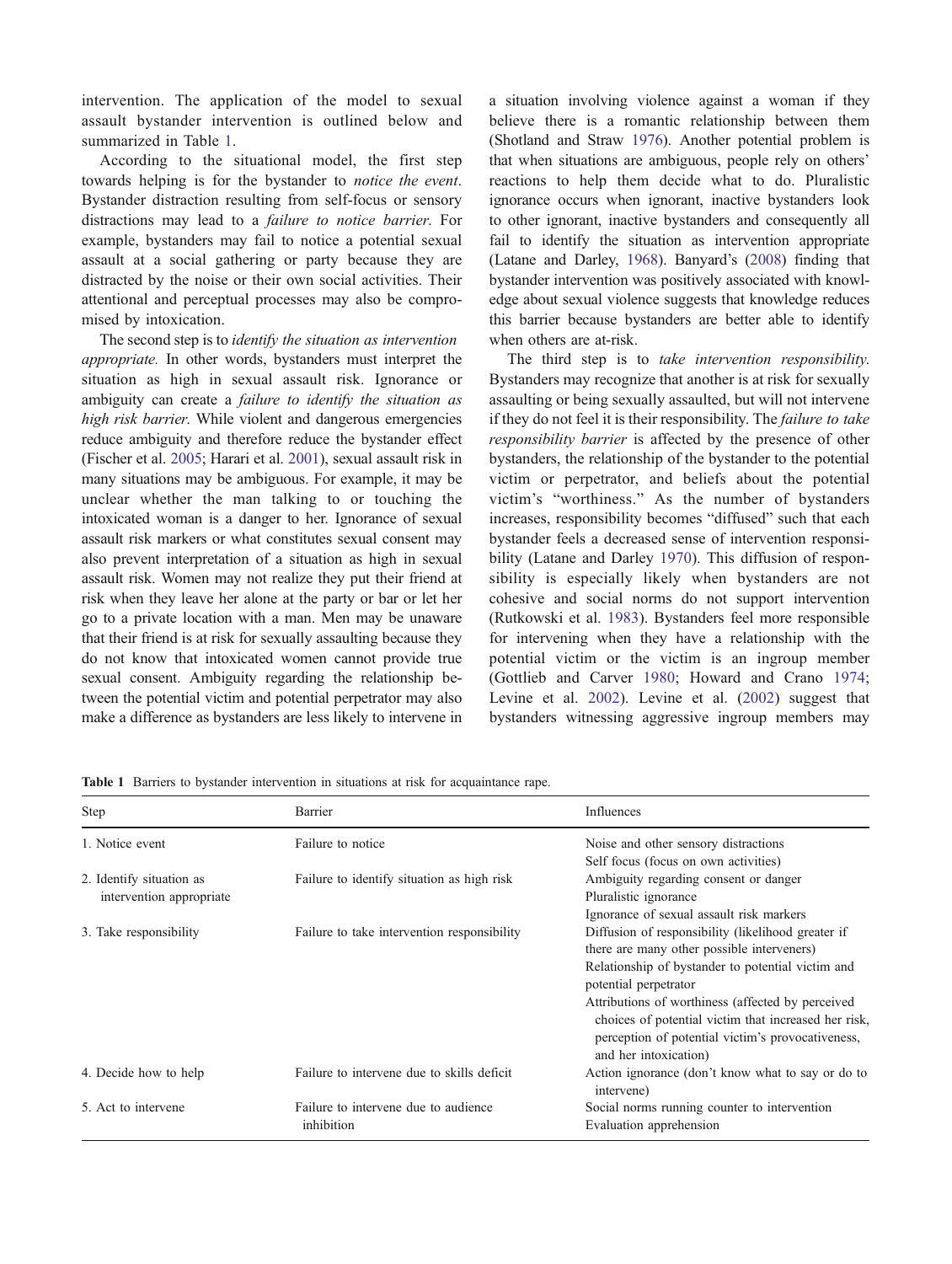intervention. The application of the model to sexual assault bystander intervention is outlined below and summarized in Table 1.

According to the situational model, the first step towards helping is for the bystander to *notice the event*. Bystander distraction resulting from self-focus or sensory distractions may lead to a *failure to notice barrier*. For example, bystanders may fail to notice a potential sexual assault at a social gathering or party because they are distracted by the noise or their own social activities. Their attentional and perceptual processes may also be compromised by intoxication.

The second step is to *identify the situation as intervention appropriate.* In other words, bystanders must interpret the situation as high in sexual assault risk. Ignorance or ambiguity can create a *failure to identify the situation as high risk barrier*. While violent and dangerous emergencies reduce ambiguity and therefore reduce the bystander effect (Fischer et al. 2005; Harari et al. 2001), sexual assault risk in many situations may be ambiguous. For example, it may be unclear whether the man talking to or touching the intoxicated woman is a danger to her. Ignorance of sexual assault risk markers or what constitutes sexual consent may also prevent interpretation of a situation as high in sexual assault risk. Women may not realize they put their friend at risk when they leave her alone at the party or bar or let her go to a private location with a man. Men may be unaware that their friend is at risk for sexually assaulting because they do not know that intoxicated women cannot provide true sexual consent. Ambiguity regarding the relationship between the potential victim and potential perpetrator may also make a difference as bystanders are less likely to intervene in a situation involving violence against a woman if they believe there is a romantic relationship between them (Shotland and Straw 1976). Another potential problem is that when situations are ambiguous, people rely on others' reactions to help them decide what to do. Pluralistic ignorance occurs when ignorant, inactive bystanders look to other ignorant, inactive bystanders and consequently all fail to identify the situation as intervention appropriate (Latane and Darley, 1968). Banyard's (2008) finding that bystander intervention was positively associated with knowledge about sexual violence suggests that knowledge reduces this barrier because bystanders are better able to identify when others are at-risk.

The third step is to *take intervention responsibility.* Bystanders may recognize that another is at risk for sexually assaulting or being sexually assaulted, but will not intervene if they do not feel it is their responsibility. The *failure to take responsibility barrier* is affected by the presence of other bystanders, the relationship of the bystander to the potential victim or perpetrator, and beliefs about the potential victim's "worthiness." As the number of bystanders increases, responsibility becomes "diffused" such that each bystander feels a decreased sense of intervention responsibility (Latane and Darley 1970). This diffusion of responsibility is especially likely when bystanders are not cohesive and social norms do not support intervention (Rutkowski et al. 1983). Bystanders feel more responsible for intervening when they have a relationship with the potential victim or the victim is an ingroup member (Gottlieb and Carver 1980; Howard and Crano 1974; Levine et al. 2002). Levine et al. (2002) suggest that bystanders witnessing aggressive ingroup members may

**Table 1** Barriers to bystander intervention in situations at risk for acquaintance rape.

| Step | Barrier | Influences |
|---|---|---|
| 1. Notice event | Failure to notice | Noise and other sensory distractions<br>Self focus (focus on own activities) |
| 2. Identify situation as intervention appropriate | Failure to identify situation as high risk | Ambiguity regarding consent or danger<br>Pluralistic ignorance<br>Ignorance of sexual assault risk markers |
| 3. Take responsibility | Failure to take intervention responsibility | Diffusion of responsibility (likelihood greater if there are many other possible interveners)<br>Relationship of bystander to potential victim and potential perpetrator<br>Attributions of worthiness (affected by perceived choices of potential victim that increased her risk, perception of potential victim's provocativeness, and her intoxication) |
| 4. Decide how to help | Failure to intervene due to skills deficit | Action ignorance (don't know what to say or do to intervene) |
| 5. Act to intervene | Failure to intervene due to audience inhibition | Social norms running counter to intervention<br>Evaluation apprehension |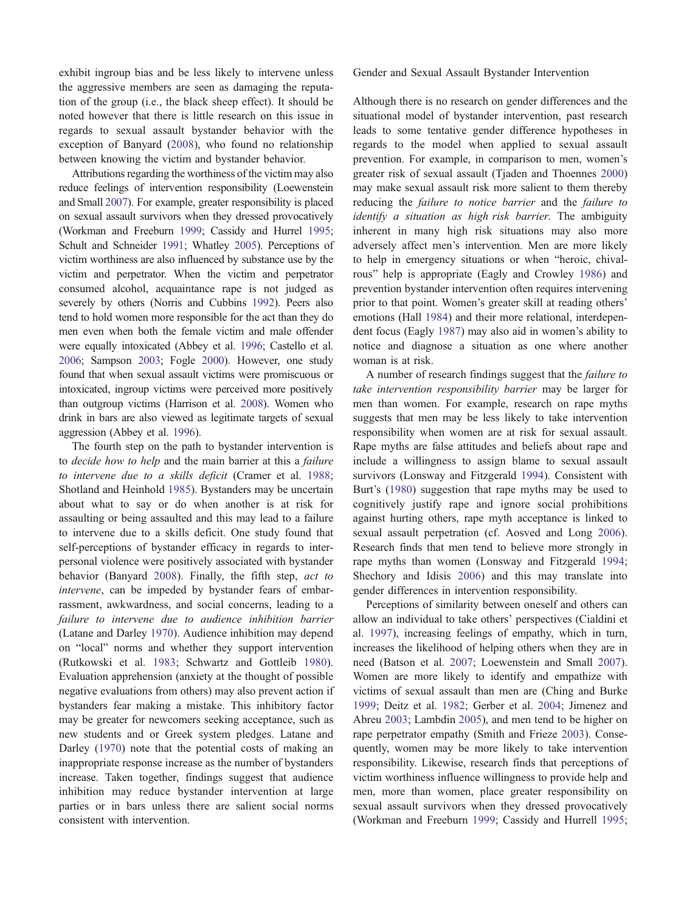exhibit ingroup bias and be less likely to intervene unless the aggressive members are seen as damaging the reputation of the group (i.e., the black sheep effect). It should be noted however that there is little research on this issue in regards to sexual assault bystander behavior with the exception of Banyard (2008), who found no relationship between knowing the victim and bystander behavior.

Attributions regarding the worthiness of the victim may also reduce feelings of intervention responsibility (Loewenstein and Small 2007). For example, greater responsibility is placed on sexual assault survivors when they dressed provocatively (Workman and Freeburn 1999; Cassidy and Hurrel 1995; Schult and Schneider 1991; Whatley 2005). Perceptions of victim worthiness are also influenced by substance use by the victim and perpetrator. When the victim and perpetrator consumed alcohol, acquaintance rape is not judged as severely by others (Norris and Cubbins 1992). Peers also tend to hold women more responsible for the act than they do men even when both the female victim and male offender were equally intoxicated (Abbey et al. 1996; Castello et al. 2006; Sampson 2003; Fogle 2000). However, one study found that when sexual assault victims were promiscuous or intoxicated, ingroup victims were perceived more positively than outgroup victims (Harrison et al. 2008). Women who drink in bars are also viewed as legitimate targets of sexual aggression (Abbey et al. 1996).

The fourth step on the path to bystander intervention is to *decide how to help* and the main barrier at this a *failure to intervene due to a skills deficit* (Cramer et al. 1988; Shotland and Heinhold 1985). Bystanders may be uncertain about what to say or do when another is at risk for assaulting or being assaulted and this may lead to a failure to intervene due to a skills deficit. One study found that self-perceptions of bystander efficacy in regards to interpersonal violence were positively associated with bystander behavior (Banyard 2008). Finally, the fifth step, *act to intervene*, can be impeded by bystander fears of embarrassment, awkwardness, and social concerns, leading to a *failure to intervene due to audience inhibition barrier* (Latane and Darley 1970). Audience inhibition may depend on "local" norms and whether they support intervention (Rutkowski et al. 1983; Schwartz and Gottleib 1980). Evaluation apprehension (anxiety at the thought of possible negative evaluations from others) may also prevent action if bystanders fear making a mistake. This inhibitory factor may be greater for newcomers seeking acceptance, such as new students and or Greek system pledges. Latane and Darley (1970) note that the potential costs of making an inappropriate response increase as the number of bystanders increase. Taken together, findings suggest that audience inhibition may reduce bystander intervention at large parties or in bars unless there are salient social norms consistent with intervention.

## Gender and Sexual Assault Bystander Intervention

Although there is no research on gender differences and the situational model of bystander intervention, past research leads to some tentative gender difference hypotheses in regards to the model when applied to sexual assault prevention. For example, in comparison to men, women's greater risk of sexual assault (Tjaden and Thoennes 2000) may make sexual assault risk more salient to them thereby reducing the *failure to notice barrier* and the *failure to identify a situation as high risk barrier.* The ambiguity inherent in many high risk situations may also more adversely affect men's intervention. Men are more likely to help in emergency situations or when "heroic, chivalrous" help is appropriate (Eagly and Crowley 1986) and prevention bystander intervention often requires intervening prior to that point. Women's greater skill at reading others' emotions (Hall 1984) and their more relational, interdependent focus (Eagly 1987) may also aid in women's ability to notice and diagnose a situation as one where another woman is at risk.

A number of research findings suggest that the *failure to take intervention responsibility barrier* may be larger for men than women. For example, research on rape myths suggests that men may be less likely to take intervention responsibility when women are at risk for sexual assault. Rape myths are false attitudes and beliefs about rape and include a willingness to assign blame to sexual assault survivors (Lonsway and Fitzgerald 1994). Consistent with Burt's (1980) suggestion that rape myths may be used to cognitively justify rape and ignore social prohibitions against hurting others, rape myth acceptance is linked to sexual assault perpetration (cf. Aosved and Long 2006). Research finds that men tend to believe more strongly in rape myths than women (Lonsway and Fitzgerald 1994; Shechory and Idisis 2006) and this may translate into gender differences in intervention responsibility.

Perceptions of similarity between oneself and others can allow an individual to take others' perspectives (Cialdini et al. 1997), increasing feelings of empathy, which in turn, increases the likelihood of helping others when they are in need (Batson et al. 2007; Loewenstein and Small 2007). Women are more likely to identify and empathize with victims of sexual assault than men are (Ching and Burke 1999; Deitz et al. 1982; Gerber et al. 2004; Jimenez and Abreu 2003; Lambdin 2005), and men tend to be higher on rape perpetrator empathy (Smith and Frieze 2003). Consequently, women may be more likely to take intervention responsibility. Likewise, research finds that perceptions of victim worthiness influence willingness to provide help and men, more than women, place greater responsibility on sexual assault survivors when they dressed provocatively (Workman and Freeburn 1999; Cassidy and Hurrell 1995;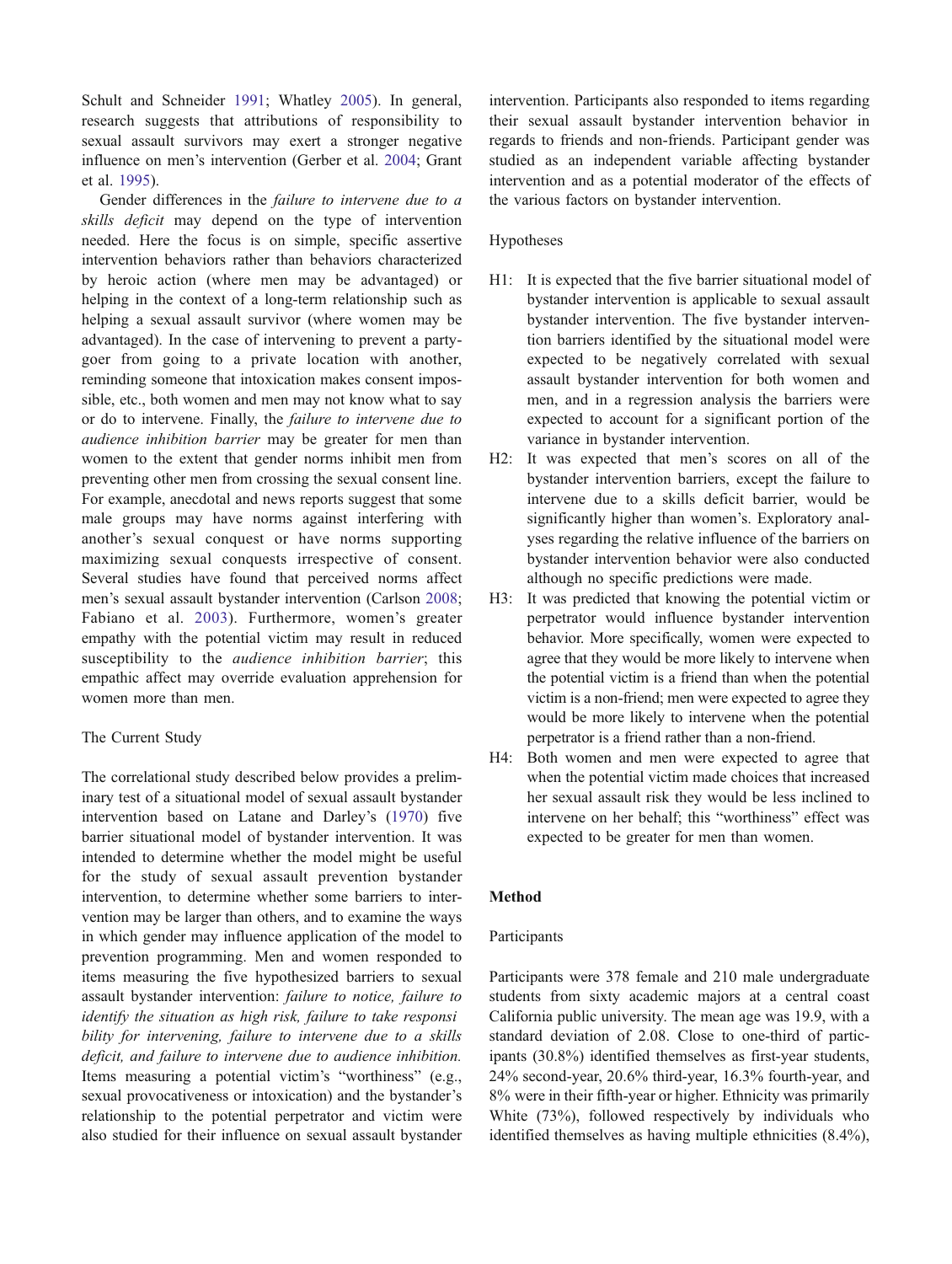Schult and Schneider 1991; Whatley 2005). In general, research suggests that attributions of responsibility to sexual assault survivors may exert a stronger negative influence on men's intervention (Gerber et al. 2004; Grant et al. 1995).

Gender differences in the *failure to intervene due to a skills deficit* may depend on the type of intervention needed. Here the focus is on simple, specific assertive intervention behaviors rather than behaviors characterized by heroic action (where men may be advantaged) or helping in the context of a long-term relationship such as helping a sexual assault survivor (where women may be advantaged). In the case of intervening to prevent a party-goer from going to a private location with another, reminding someone that intoxication makes consent impossible, etc., both women and men may not know what to say or do to intervene. Finally, the *failure to intervene due to audience inhibition barrier* may be greater for men than women to the extent that gender norms inhibit men from preventing other men from crossing the sexual consent line. For example, anecdotal and news reports suggest that some male groups may have norms against interfering with another's sexual conquest or have norms supporting maximizing sexual conquests irrespective of consent. Several studies have found that perceived norms affect men's sexual assault bystander intervention (Carlson 2008; Fabiano et al. 2003). Furthermore, women's greater empathy with the potential victim may result in reduced susceptibility to the *audience inhibition barrier*; this empathic affect may override evaluation apprehension for women more than men.

## The Current Study

The correlational study described below provides a preliminary test of a situational model of sexual assault bystander intervention based on Latane and Darley's (1970) five barrier situational model of bystander intervention. It was intended to determine whether the model might be useful for the study of sexual assault prevention bystander intervention, to determine whether some barriers to intervention may be larger than others, and to examine the ways in which gender may influence application of the model to prevention programming. Men and women responded to items measuring the five hypothesized barriers to sexual assault bystander intervention: *failure to notice, failure to identify the situation as high risk, failure to take responsibility for intervening, failure to intervene due to a skills deficit, and failure to intervene due to audience inhibition.* Items measuring a potential victim's "worthiness" (e.g., sexual provocativeness or intoxication) and the bystander's relationship to the potential perpetrator and victim were also studied for their influence on sexual assault bystander intervention. Participants also responded to items regarding their sexual assault bystander intervention behavior in regards to friends and non-friends. Participant gender was studied as an independent variable affecting bystander intervention and as a potential moderator of the effects of the various factors on bystander intervention.

## Hypotheses

- H1: It is expected that the five barrier situational model of bystander intervention is applicable to sexual assault bystander intervention. The five bystander intervention barriers identified by the situational model were expected to be negatively correlated with sexual assault bystander intervention for both women and men, and in a regression analysis the barriers were expected to account for a significant portion of the variance in bystander intervention.
- H2: It was expected that men's scores on all of the bystander intervention barriers, except the failure to intervene due to a skills deficit barrier, would be significantly higher than women's. Exploratory analyses regarding the relative influence of the barriers on bystander intervention behavior were also conducted although no specific predictions were made.
- H3: It was predicted that knowing the potential victim or perpetrator would influence bystander intervention behavior. More specifically, women were expected to agree that they would be more likely to intervene when the potential victim is a friend than when the potential victim is a non-friend; men were expected to agree they would be more likely to intervene when the potential perpetrator is a friend rather than a non-friend.
- H4: Both women and men were expected to agree that when the potential victim made choices that increased her sexual assault risk they would be less inclined to intervene on her behalf; this "worthiness" effect was expected to be greater for men than women.

# Method

## Participants

Participants were 378 female and 210 male undergraduate students from sixty academic majors at a central coast California public university. The mean age was 19.9, with a standard deviation of 2.08. Close to one-third of participants (30.8%) identified themselves as first-year students, 24% second-year, 20.6% third-year, 16.3% fourth-year, and 8% were in their fifth-year or higher. Ethnicity was primarily White (73%), followed respectively by individuals who identified themselves as having multiple ethnicities (8.4%),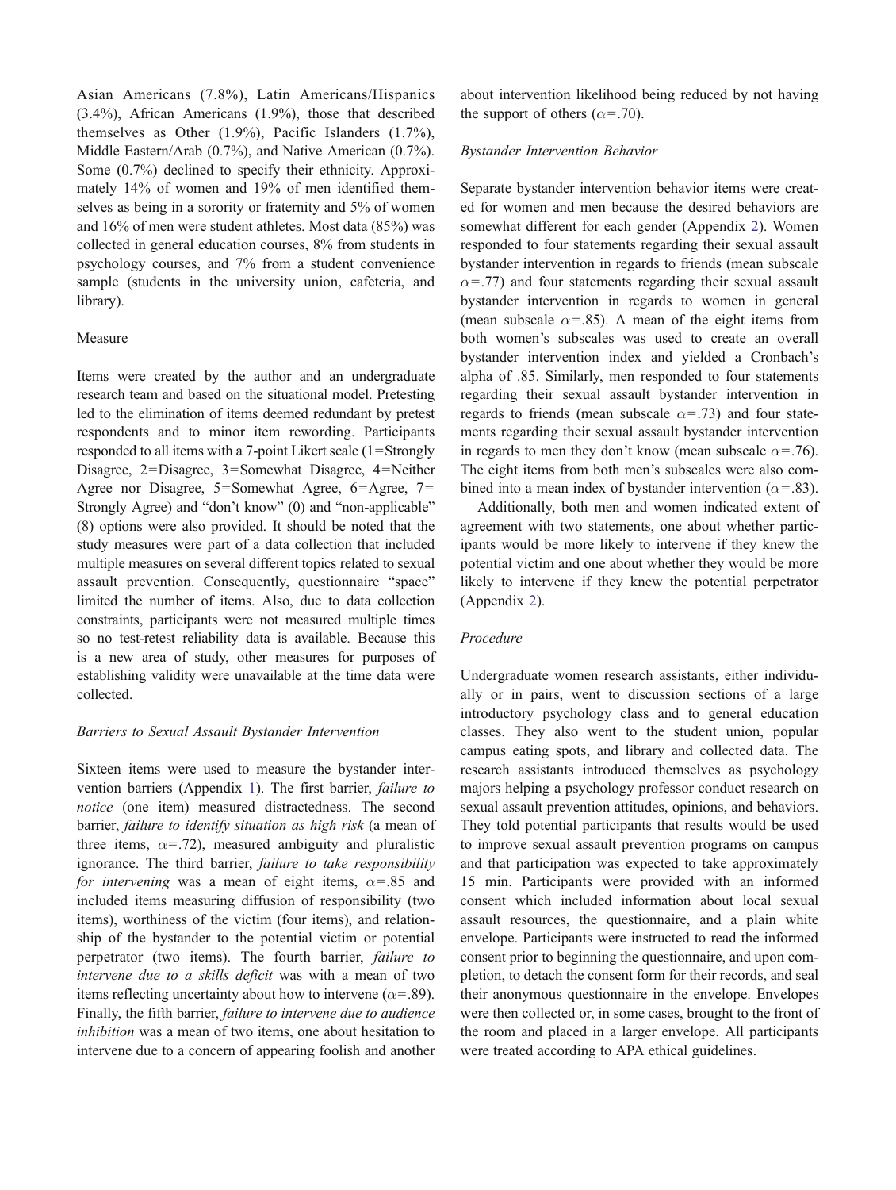Asian Americans (7.8%), Latin Americans/Hispanics (3.4%), African Americans (1.9%), those that described themselves as Other (1.9%), Pacific Islanders (1.7%), Middle Eastern/Arab (0.7%), and Native American (0.7%). Some (0.7%) declined to specify their ethnicity. Approximately 14% of women and 19% of men identified themselves as being in a sorority or fraternity and 5% of women and 16% of men were student athletes. Most data (85%) was collected in general education courses, 8% from students in psychology courses, and 7% from a student convenience sample (students in the university union, cafeteria, and library).

## Measure

Items were created by the author and an undergraduate research team and based on the situational model. Pretesting led to the elimination of items deemed redundant by pretest respondents and to minor item rewording. Participants responded to all items with a 7-point Likert scale (1=Strongly Disagree, 2=Disagree, 3=Somewhat Disagree, 4=Neither Agree nor Disagree, 5=Somewhat Agree, 6=Agree, 7= Strongly Agree) and "don't know" (0) and "non-applicable" (8) options were also provided. It should be noted that the study measures were part of a data collection that included multiple measures on several different topics related to sexual assault prevention. Consequently, questionnaire "space" limited the number of items. Also, due to data collection constraints, participants were not measured multiple times so no test-retest reliability data is available. Because this is a new area of study, other measures for purposes of establishing validity were unavailable at the time data were collected.

### *Barriers to Sexual Assault Bystander Intervention*

Sixteen items were used to measure the bystander intervention barriers (Appendix 1). The first barrier, *failure to notice* (one item) measured distractedness. The second barrier, *failure to identify situation as high risk* (a mean of three items, $\alpha$=.72), measured ambiguity and pluralistic ignorance. The third barrier, *failure to take responsibility for intervening* was a mean of eight items, $\alpha$=.85 and included items measuring diffusion of responsibility (two items), worthiness of the victim (four items), and relationship of the bystander to the potential victim or potential perpetrator (two items). The fourth barrier, *failure to intervene due to a skills deficit* was with a mean of two items reflecting uncertainty about how to intervene ($\alpha$=.89). Finally, the fifth barrier, *failure to intervene due to audience inhibition* was a mean of two items, one about hesitation to intervene due to a concern of appearing foolish and another about intervention likelihood being reduced by not having the support of others ($\alpha$=.70).

### *Bystander Intervention Behavior*

Separate bystander intervention behavior items were created for women and men because the desired behaviors are somewhat different for each gender (Appendix 2). Women responded to four statements regarding their sexual assault bystander intervention in regards to friends (mean subscale $\alpha$=.77) and four statements regarding their sexual assault bystander intervention in regards to women in general (mean subscale $\alpha$=.85). A mean of the eight items from both women's subscales was used to create an overall bystander intervention index and yielded a Cronbach's alpha of .85. Similarly, men responded to four statements regarding their sexual assault bystander intervention in regards to friends (mean subscale $\alpha$=.73) and four statements regarding their sexual assault bystander intervention in regards to men they don't know (mean subscale $\alpha$=.76). The eight items from both men's subscales were also combined into a mean index of bystander intervention ($\alpha$=.83).

Additionally, both men and women indicated extent of agreement with two statements, one about whether participants would be more likely to intervene if they knew the potential victim and one about whether they would be more likely to intervene if they knew the potential perpetrator (Appendix 2).

### *Procedure*

Undergraduate women research assistants, either individually or in pairs, went to discussion sections of a large introductory psychology class and to general education classes. They also went to the student union, popular campus eating spots, and library and collected data. The research assistants introduced themselves as psychology majors helping a psychology professor conduct research on sexual assault prevention attitudes, opinions, and behaviors. They told potential participants that results would be used to improve sexual assault prevention programs on campus and that participation was expected to take approximately 15 min. Participants were provided with an informed consent which included information about local sexual assault resources, the questionnaire, and a plain white envelope. Participants were instructed to read the informed consent prior to beginning the questionnaire, and upon completion, to detach the consent form for their records, and seal their anonymous questionnaire in the envelope. Envelopes were then collected or, in some cases, brought to the front of the room and placed in a larger envelope. All participants were treated according to APA ethical guidelines.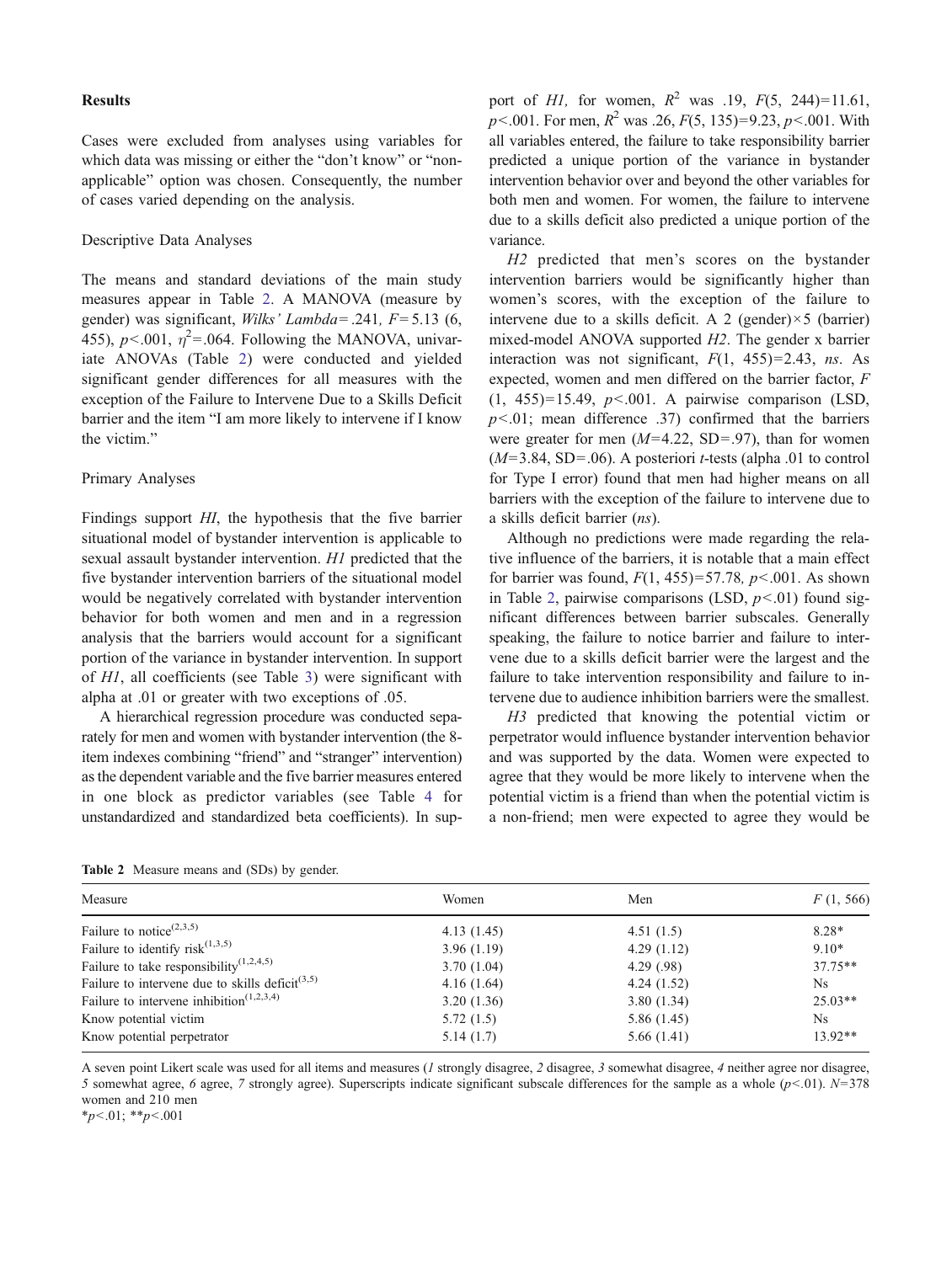### Results

Cases were excluded from analyses using variables for which data was missing or either the "don't know" or "non-applicable" option was chosen. Consequently, the number of cases varied depending on the analysis.

#### Descriptive Data Analyses

The means and standard deviations of the main study measures appear in Table 2. A MANOVA (measure by gender) was significant, *Wilks' Lambda*=.241, $F$=5.13 (6, 455), $p<.001$, $\eta^2$=.064. Following the MANOVA, univariate ANOVAs (Table 2) were conducted and yielded significant gender differences for all measures with the exception of the Failure to Intervene Due to a Skills Deficit barrier and the item "I am more likely to intervene if I know the victim."

#### Primary Analyses

Findings support *HI*, the hypothesis that the five barrier situational model of bystander intervention is applicable to sexual assault bystander intervention. *H1* predicted that the five bystander intervention barriers of the situational model would be negatively correlated with bystander intervention behavior for both women and men and in a regression analysis that the barriers would account for a significant portion of the variance in bystander intervention. In support of *H1*, all coefficients (see Table 3) were significant with alpha at .01 or greater with two exceptions of .05.

A hierarchical regression procedure was conducted separately for men and women with bystander intervention (the 8-item indexes combining "friend" and "stranger" intervention) as the dependent variable and the five barrier measures entered in one block as predictor variables (see Table 4 for unstandardized and standardized beta coefficients). In support of *H1,* for women, $R^2$ was .19, $F$(5, 244)=11.61, $p<.001$. For men, $R^2$ was .26, $F$(5, 135)=9.23, $p<.001$. With all variables entered, the failure to take responsibility barrier predicted a unique portion of the variance in bystander intervention behavior over and beyond the other variables for both men and women. For women, the failure to intervene due to a skills deficit also predicted a unique portion of the variance.

*H2* predicted that men's scores on the bystander intervention barriers would be significantly higher than women's scores, with the exception of the failure to intervene due to a skills deficit. A 2 (gender)×5 (barrier) mixed-model ANOVA supported *H2*. The gender x barrier interaction was not significant, $F$(1, 455)=2.43, *ns*. As expected, women and men differed on the barrier factor, $F$ (1, 455)=15.49, $p<.001$. A pairwise comparison (LSD, $p<.01$; mean difference .37) confirmed that the barriers were greater for men ($M$=4.22, SD=.97), than for women ($M$=3.84, SD=.06). A posteriori $t$-tests (alpha .01 to control for Type I error) found that men had higher means on all barriers with the exception of the failure to intervene due to a skills deficit barrier (*ns*).

Although no predictions were made regarding the relative influence of the barriers, it is notable that a main effect for barrier was found, $F$(1, 455)=57.78*,* $p<.001$. As shown in Table 2, pairwise comparisons (LSD, $p<.01$) found significant differences between barrier subscales. Generally speaking, the failure to notice barrier and failure to intervene due to a skills deficit barrier were the largest and the failure to take intervention responsibility and failure to intervene due to audience inhibition barriers were the smallest.

*H3* predicted that knowing the potential victim or perpetrator would influence bystander intervention behavior and was supported by the data. Women were expected to agree that they would be more likely to intervene when the potential victim is a friend than when the potential victim is a non-friend; men were expected to agree they would be

**Table 2** Measure means and (SDs) by gender.

| Measure | Women | Men | $F$ (1, 566) |
|---|---|---|---|
| Failure to notice[(2,3,5)] | 4.13 (1.45) | 4.51 (1.5) | 8.28* |
| Failure to identify risk[(1,3,5)] | 3.96 (1.19) | 4.29 (1.12) | 9.10* |
| Failure to take responsibility[(1,2,4,5)] | 3.70 (1.04) | 4.29 (.98) | 37.75** |
| Failure to intervene due to skills deficit[(3,5)] | 4.16 (1.64) | 4.24 (1.52) | Ns |
| Failure to intervene inhibition[(1,2,3,4)] | 3.20 (1.36) | 3.80 (1.34) | 25.03** |
| Know potential victim | 5.72 (1.5) | 5.86 (1.45) | Ns |
| Know potential perpetrator | 5.14 (1.7) | 5.66 (1.41) | 13.92** |

A seven point Likert scale was used for all items and measures (*1* strongly disagree, *2* disagree, *3* somewhat disagree, *4* neither agree nor disagree, *5* somewhat agree, *6* agree, *7* strongly agree). Superscripts indicate significant subscale differences for the sample as a whole ($p<.01$). $N$=378 women and 210 men

*$p<.01$; **$p<.001$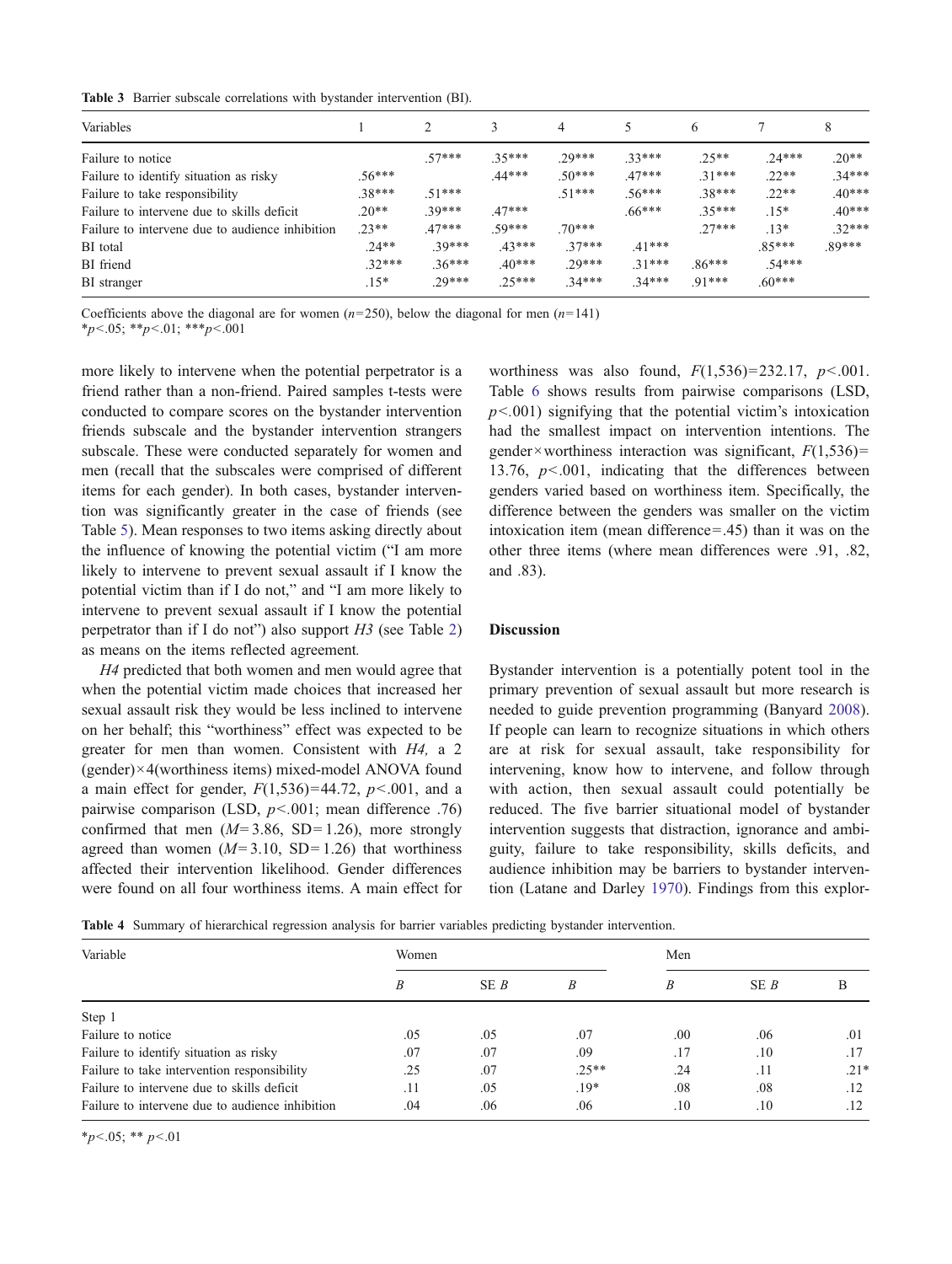**Table 3** Barrier subscale correlations with bystander intervention (BI).

| Variables | 1 | 2 | 3 | 4 | 5 | 6 | 7 | 8 |
|---|---|---|---|---|---|---|---|---|
| Failure to notice | | .57*** | .35*** | .29*** | .33*** | .25** | .24*** | .20** |
| Failure to identify situation as risky | .56*** | | .44*** | .50*** | .47*** | .31*** | .22** | .34*** |
| Failure to take responsibility | .38*** | .51*** | | .51*** | .56*** | .38*** | .22** | .40*** |
| Failure to intervene due to skills deficit | .20** | .39*** | .47*** | | .66*** | .35*** | .15* | .40*** |
| Failure to intervene due to audience inhibition | .23** | .47*** | .59*** | .70*** | | .27*** | .13* | .32*** |
| BI total | .24** | .39*** | .43*** | .37*** | .41*** | | .85*** | .89*** |
| BI friend | .32*** | .36*** | .40*** | .29*** | .31*** | .86*** | .54*** | |
| BI stranger | .15* | .29*** | .25*** | .34*** | .34*** | .91*** | .60*** | |

Coefficients above the diagonal are for women ($n$=250), below the diagonal for men ($n$=141)
*$p<.05$; **$p<.01$; ***$p<.001$

more likely to intervene when the potential perpetrator is a friend rather than a non-friend. Paired samples t-tests were conducted to compare scores on the bystander intervention friends subscale and the bystander intervention strangers subscale. These were conducted separately for women and men (recall that the subscales were comprised of different items for each gender). In both cases, bystander intervention was significantly greater in the case of friends (see Table 5). Mean responses to two items asking directly about the influence of knowing the potential victim ("I am more likely to intervene to prevent sexual assault if I know the potential victim than if I do not," and "I am more likely to intervene to prevent sexual assault if I know the potential perpetrator than if I do not") also support *H3* (see Table 2) as means on the items reflected agreement.

*H4* predicted that both women and men would agree that when the potential victim made choices that increased her sexual assault risk they would be less inclined to intervene on her behalf; this "worthiness" effect was expected to be greater for men than women. Consistent with *H4,* a 2 (gender)×4(worthiness items) mixed-model ANOVA found a main effect for gender, $F(1,536)=44.72$, $p<.001$, and a pairwise comparison (LSD, $p<.001$; mean difference .76) confirmed that men ($M=3.86$, SD$=1.26$), more strongly agreed than women ($M=3.10$, SD$=1.26$) that worthiness affected their intervention likelihood. Gender differences were found on all four worthiness items. A main effect for worthiness was also found, $F(1,536)=232.17$, $p<.001$. Table 6 shows results from pairwise comparisons (LSD, $p<.001$) signifying that the potential victim's intoxication had the smallest impact on intervention intentions. The gender×worthiness interaction was significant, $F(1,536)=13.76$, $p<.001$, indicating that the differences between genders varied based on worthiness item. Specifically, the difference between the genders was smaller on the victim intoxication item (mean difference=.45) than it was on the other three items (where mean differences were .91, .82, and .83).

## Discussion

Bystander intervention is a potentially potent tool in the primary prevention of sexual assault but more research is needed to guide prevention programming (Banyard 2008). If people can learn to recognize situations in which others are at risk for sexual assault, take responsibility for intervening, know how to intervene, and follow through with action, then sexual assault could potentially be reduced. The five barrier situational model of bystander intervention suggests that distraction, ignorance and ambiguity, failure to take responsibility, skills deficits, and audience inhibition may be barriers to bystander intervention (Latane and Darley 1970). Findings from this explor-

**Table 4** Summary of hierarchical regression analysis for barrier variables predicting bystander intervention.

| Variable | Women | | | Men | | |
|---|---|---|---|---|---|---|
| | *B* | SE *B* | *B* | *B* | SE *B* | B |
| Step 1 | | | | | | |
| Failure to notice | .05 | .05 | .07 | .00 | .06 | .01 |
| Failure to identify situation as risky | .07 | .07 | .09 | .17 | .10 | .17 |
| Failure to take intervention responsibility | .25 | .07 | .25** | .24 | .11 | .21* |
| Failure to intervene due to skills deficit | .11 | .05 | .19* | .08 | .08 | .12 |
| Failure to intervene due to audience inhibition | .04 | .06 | .06 | .10 | .10 | .12 |

*$p<.05$; ** $p<.01$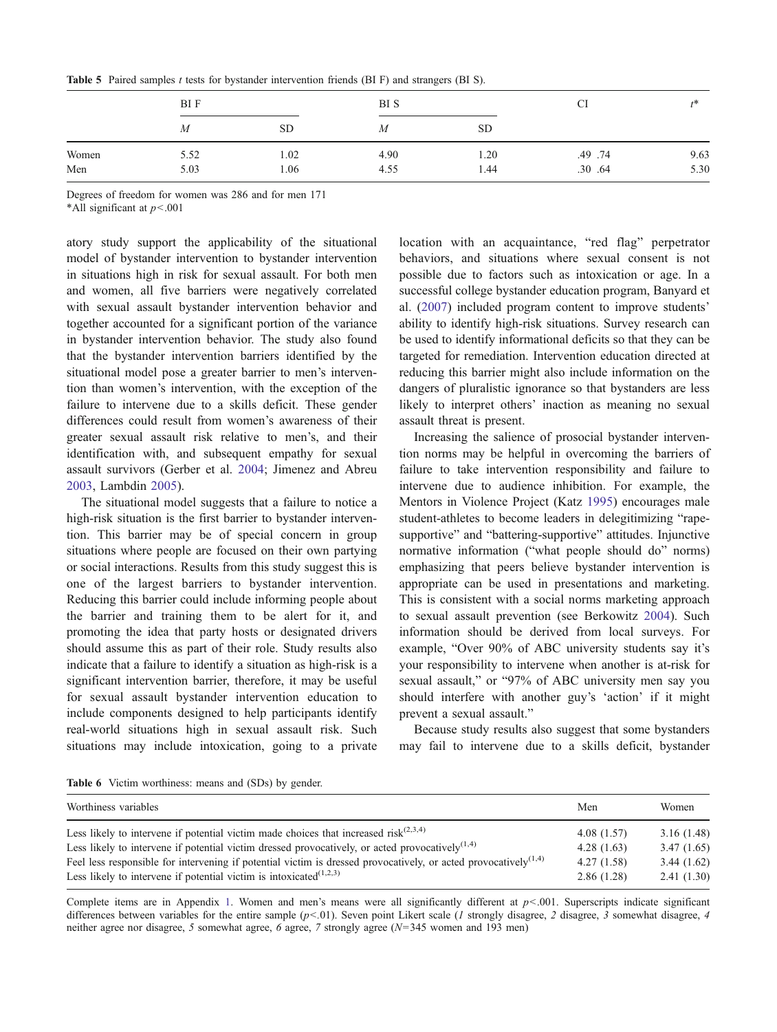**Table 5** Paired samples *t* tests for bystander intervention friends (BI F) and strangers (BI S).

| | BI F | | BI S | | CI | $t^*$ |
|---|---|---|---|---|---|---|
| | *M* | SD | *M* | SD | | |
| Women | 5.52 | 1.02 | 4.90 | 1.20 | .49 .74 | 9.63 |
| Men | 5.03 | 1.06 | 4.55 | 1.44 | .30 .64 | 5.30 |

Degrees of freedom for women was 286 and for men 171

*All significant at $p<.001$

atory study support the applicability of the situational model of bystander intervention to bystander intervention in situations high in risk for sexual assault. For both men and women, all five barriers were negatively correlated with sexual assault bystander intervention behavior and together accounted for a significant portion of the variance in bystander intervention behavior. The study also found that the bystander intervention barriers identified by the situational model pose a greater barrier to men's intervention than women's intervention, with the exception of the failure to intervene due to a skills deficit. These gender differences could result from women's awareness of their greater sexual assault risk relative to men's, and their identification with, and subsequent empathy for sexual assault survivors (Gerber et al. 2004; Jimenez and Abreu 2003, Lambdin 2005).

The situational model suggests that a failure to notice a high-risk situation is the first barrier to bystander intervention. This barrier may be of special concern in group situations where people are focused on their own partying or social interactions. Results from this study suggest this is one of the largest barriers to bystander intervention. Reducing this barrier could include informing people about the barrier and training them to be alert for it, and promoting the idea that party hosts or designated drivers should assume this as part of their role. Study results also indicate that a failure to identify a situation as high-risk is a significant intervention barrier, therefore, it may be useful for sexual assault bystander intervention education to include components designed to help participants identify real-world situations high in sexual assault risk. Such situations may include intoxication, going to a private location with an acquaintance, "red flag" perpetrator behaviors, and situations where sexual consent is not possible due to factors such as intoxication or age. In a successful college bystander education program, Banyard et al. (2007) included program content to improve students' ability to identify high-risk situations. Survey research can be used to identify informational deficits so that they can be targeted for remediation. Intervention education directed at reducing this barrier might also include information on the dangers of pluralistic ignorance so that bystanders are less likely to interpret others' inaction as meaning no sexual assault threat is present.

Increasing the salience of prosocial bystander intervention norms may be helpful in overcoming the barriers of failure to take intervention responsibility and failure to intervene due to audience inhibition. For example, the Mentors in Violence Project (Katz 1995) encourages male student-athletes to become leaders in delegitimizing "rape-supportive" and "battering-supportive" attitudes. Injunctive normative information ("what people should do" norms) emphasizing that peers believe bystander intervention is appropriate can be used in presentations and marketing. This is consistent with a social norms marketing approach to sexual assault prevention (see Berkowitz 2004). Such information should be derived from local surveys. For example, "Over 90% of ABC university students say it's your responsibility to intervene when another is at-risk for sexual assault," or "97% of ABC university men say you should interfere with another guy's 'action' if it might prevent a sexual assault."

Because study results also suggest that some bystanders may fail to intervene due to a skills deficit, bystander

**Table 6** Victim worthiness: means and (SDs) by gender.

| Worthiness variables | Men | Women |
|---|---|---|
| Less likely to intervene if potential victim made choices that increased risk[2,3,4] | 4.08 (1.57) | 3.16 (1.48) |
| Less likely to intervene if potential victim dressed provocatively, or acted provocatively[1,4] | 4.28 (1.63) | 3.47 (1.65) |
| Feel less responsible for intervening if potential victim is dressed provocatively, or acted provocatively[1,4] | 4.27 (1.58) | 3.44 (1.62) |
| Less likely to intervene if potential victim is intoxicated[1,2,3] | 2.86 (1.28) | 2.41 (1.30) |

Complete items are in Appendix 1. Women and men's means were all significantly different at $p<.001$. Superscripts indicate significant differences between variables for the entire sample ($p<.01$). Seven point Likert scale (*1* strongly disagree, *2* disagree, *3* somewhat disagree, *4* neither agree nor disagree, *5* somewhat agree, *6* agree, *7* strongly agree ($N=345$ women and 193 men)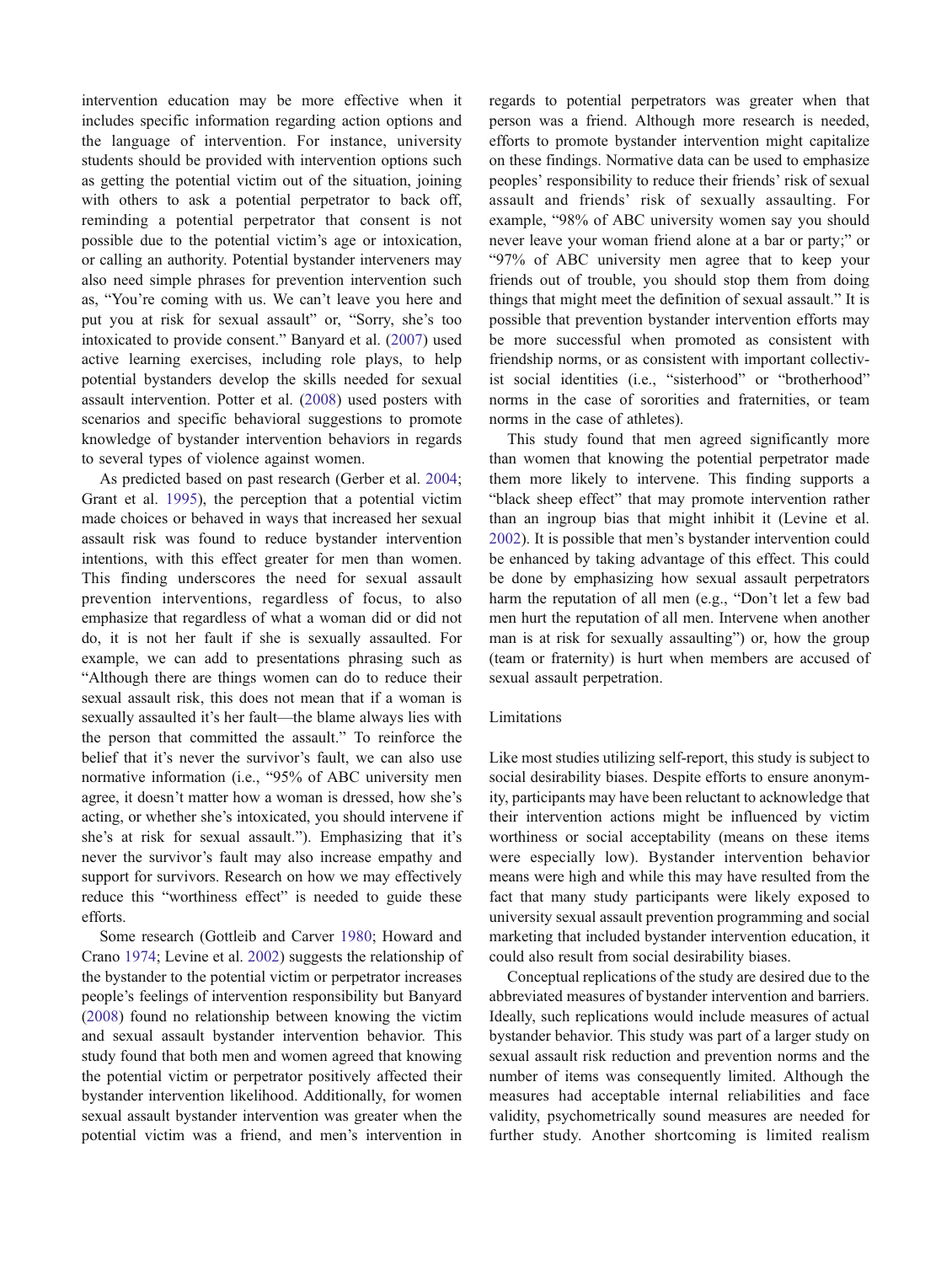intervention education may be more effective when it includes specific information regarding action options and the language of intervention. For instance, university students should be provided with intervention options such as getting the potential victim out of the situation, joining with others to ask a potential perpetrator to back off, reminding a potential perpetrator that consent is not possible due to the potential victim's age or intoxication, or calling an authority. Potential bystander interveners may also need simple phrases for prevention intervention such as, "You're coming with us. We can't leave you here and put you at risk for sexual assault" or, "Sorry, she's too intoxicated to provide consent." Banyard et al. (2007) used active learning exercises, including role plays, to help potential bystanders develop the skills needed for sexual assault intervention. Potter et al. (2008) used posters with scenarios and specific behavioral suggestions to promote knowledge of bystander intervention behaviors in regards to several types of violence against women.

As predicted based on past research (Gerber et al. 2004; Grant et al. 1995), the perception that a potential victim made choices or behaved in ways that increased her sexual assault risk was found to reduce bystander intervention intentions, with this effect greater for men than women. This finding underscores the need for sexual assault prevention interventions, regardless of focus, to also emphasize that regardless of what a woman did or did not do, it is not her fault if she is sexually assaulted. For example, we can add to presentations phrasing such as "Although there are things women can do to reduce their sexual assault risk, this does not mean that if a woman is sexually assaulted it's her fault—the blame always lies with the person that committed the assault." To reinforce the belief that it's never the survivor's fault, we can also use normative information (i.e., "95% of ABC university men agree, it doesn't matter how a woman is dressed, how she's acting, or whether she's intoxicated, you should intervene if she's at risk for sexual assault."). Emphasizing that it's never the survivor's fault may also increase empathy and support for survivors. Research on how we may effectively reduce this "worthiness effect" is needed to guide these efforts.

Some research (Gottleib and Carver 1980; Howard and Crano 1974; Levine et al. 2002) suggests the relationship of the bystander to the potential victim or perpetrator increases people's feelings of intervention responsibility but Banyard (2008) found no relationship between knowing the victim and sexual assault bystander intervention behavior. This study found that both men and women agreed that knowing the potential victim or perpetrator positively affected their bystander intervention likelihood. Additionally, for women sexual assault bystander intervention was greater when the potential victim was a friend, and men's intervention in regards to potential perpetrators was greater when that person was a friend. Although more research is needed, efforts to promote bystander intervention might capitalize on these findings. Normative data can be used to emphasize peoples' responsibility to reduce their friends' risk of sexual assault and friends' risk of sexually assaulting. For example, "98% of ABC university women say you should never leave your woman friend alone at a bar or party;" or "97% of ABC university men agree that to keep your friends out of trouble, you should stop them from doing things that might meet the definition of sexual assault." It is possible that prevention bystander intervention efforts may be more successful when promoted as consistent with friendship norms, or as consistent with important collectivist social identities (i.e., "sisterhood" or "brotherhood" norms in the case of sororities and fraternities, or team norms in the case of athletes).

This study found that men agreed significantly more than women that knowing the potential perpetrator made them more likely to intervene. This finding supports a "black sheep effect" that may promote intervention rather than an ingroup bias that might inhibit it (Levine et al. 2002). It is possible that men's bystander intervention could be enhanced by taking advantage of this effect. This could be done by emphasizing how sexual assault perpetrators harm the reputation of all men (e.g., "Don't let a few bad men hurt the reputation of all men. Intervene when another man is at risk for sexually assaulting") or, how the group (team or fraternity) is hurt when members are accused of sexual assault perpetration.

### Limitations

Like most studies utilizing self-report, this study is subject to social desirability biases. Despite efforts to ensure anonymity, participants may have been reluctant to acknowledge that their intervention actions might be influenced by victim worthiness or social acceptability (means on these items were especially low). Bystander intervention behavior means were high and while this may have resulted from the fact that many study participants were likely exposed to university sexual assault prevention programming and social marketing that included bystander intervention education, it could also result from social desirability biases.

Conceptual replications of the study are desired due to the abbreviated measures of bystander intervention and barriers. Ideally, such replications would include measures of actual bystander behavior. This study was part of a larger study on sexual assault risk reduction and prevention norms and the number of items was consequently limited. Although the measures had acceptable internal reliabilities and face validity, psychometrically sound measures are needed for further study. Another shortcoming is limited realism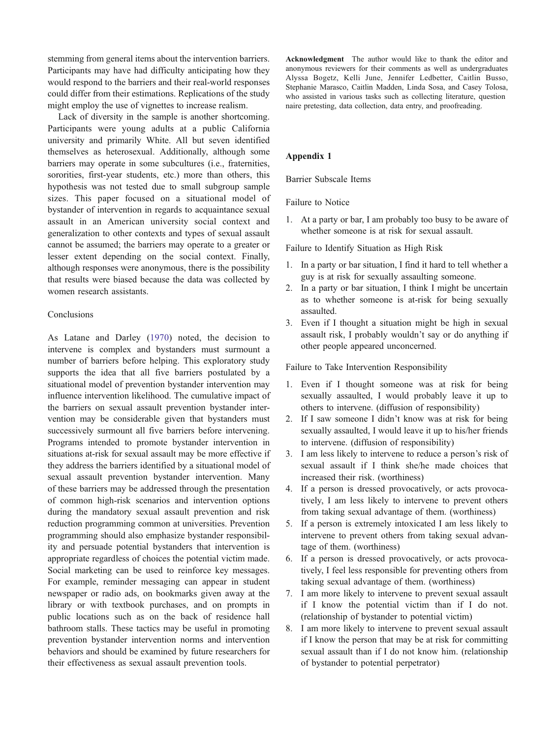stemming from general items about the intervention barriers. Participants may have had difficulty anticipating how they would respond to the barriers and their real-world responses could differ from their estimations. Replications of the study might employ the use of vignettes to increase realism.

Lack of diversity in the sample is another shortcoming. Participants were young adults at a public California university and primarily White. All but seven identified themselves as heterosexual. Additionally, although some barriers may operate in some subcultures (i.e., fraternities, sororities, first-year students, etc.) more than others, this hypothesis was not tested due to small subgroup sample sizes. This paper focused on a situational model of bystander of intervention in regards to acquaintance sexual assault in an American university social context and generalization to other contexts and types of sexual assault cannot be assumed; the barriers may operate to a greater or lesser extent depending on the social context. Finally, although responses were anonymous, there is the possibility that results were biased because the data was collected by women research assistants.

## Conclusions

As Latane and Darley (1970) noted, the decision to intervene is complex and bystanders must surmount a number of barriers before helping. This exploratory study supports the idea that all five barriers postulated by a situational model of prevention bystander intervention may influence intervention likelihood. The cumulative impact of the barriers on sexual assault prevention bystander intervention may be considerable given that bystanders must successively surmount all five barriers before intervening. Programs intended to promote bystander intervention in situations at-risk for sexual assault may be more effective if they address the barriers identified by a situational model of sexual assault prevention bystander intervention. Many of these barriers may be addressed through the presentation of common high-risk scenarios and intervention options during the mandatory sexual assault prevention and risk reduction programming common at universities. Prevention programming should also emphasize bystander responsibility and persuade potential bystanders that intervention is appropriate regardless of choices the potential victim made. Social marketing can be used to reinforce key messages. For example, reminder messaging can appear in student newspaper or radio ads, on bookmarks given away at the library or with textbook purchases, and on prompts in public locations such as on the back of residence hall bathroom stalls. These tactics may be useful in promoting prevention bystander intervention norms and intervention behaviors and should be examined by future researchers for their effectiveness as sexual assault prevention tools.

**Acknowledgment** The author would like to thank the editor and anonymous reviewers for their comments as well as undergraduates Alyssa Bogetz, Kelli June, Jennifer Ledbetter, Caitlin Busso, Stephanie Marasco, Caitlin Madden, Linda Sosa, and Casey Tolosa, who assisted in various tasks such as collecting literature, questionnaire pretesting, data collection, data entry, and proofreading.

## Appendix 1

Barrier Subscale Items

Failure to Notice

1. At a party or bar, I am probably too busy to be aware of whether someone is at risk for sexual assault.

Failure to Identify Situation as High Risk

1. In a party or bar situation, I find it hard to tell whether a guy is at risk for sexually assaulting someone.
2. In a party or bar situation, I think I might be uncertain as to whether someone is at-risk for being sexually assaulted.
3. Even if I thought a situation might be high in sexual assault risk, I probably wouldn't say or do anything if other people appeared unconcerned.

Failure to Take Intervention Responsibility

1. Even if I thought someone was at risk for being sexually assaulted, I would probably leave it up to others to intervene. (diffusion of responsibility)
2. If I saw someone I didn't know was at risk for being sexually assaulted, I would leave it up to his/her friends to intervene. (diffusion of responsibility)
3. I am less likely to intervene to reduce a person's risk of sexual assault if I think she/he made choices that increased their risk. (worthiness)
4. If a person is dressed provocatively, or acts provocatively, I am less likely to intervene to prevent others from taking sexual advantage of them. (worthiness)
5. If a person is extremely intoxicated I am less likely to intervene to prevent others from taking sexual advantage of them. (worthiness)
6. If a person is dressed provocatively, or acts provocatively, I feel less responsible for preventing others from taking sexual advantage of them. (worthiness)
7. I am more likely to intervene to prevent sexual assault if I know the potential victim than if I do not. (relationship of bystander to potential victim)
8. I am more likely to intervene to prevent sexual assault if I know the person that may be at risk for committing sexual assault than if I do not know him. (relationship of bystander to potential perpetrator)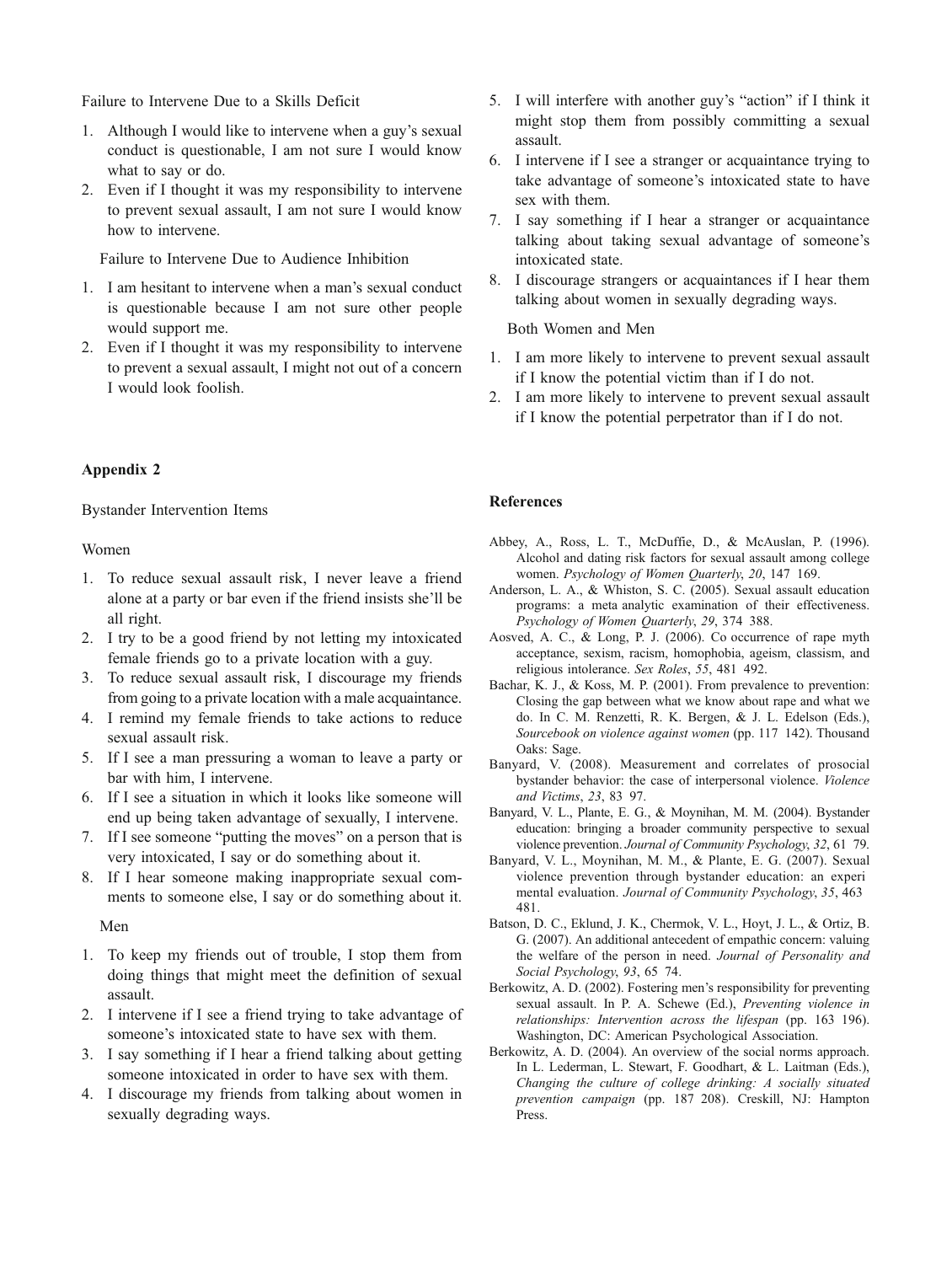Failure to Intervene Due to a Skills Deficit

1. Although I would like to intervene when a guy's sexual conduct is questionable, I am not sure I would know what to say or do.
2. Even if I thought it was my responsibility to intervene to prevent sexual assault, I am not sure I would know how to intervene.

Failure to Intervene Due to Audience Inhibition

1. I am hesitant to intervene when a man's sexual conduct is questionable because I am not sure other people would support me.
2. Even if I thought it was my responsibility to intervene to prevent a sexual assault, I might not out of a concern I would look foolish.

## Appendix 2

Bystander Intervention Items

Women

1. To reduce sexual assault risk, I never leave a friend alone at a party or bar even if the friend insists she'll be all right.
2. I try to be a good friend by not letting my intoxicated female friends go to a private location with a guy.
3. To reduce sexual assault risk, I discourage my friends from going to a private location with a male acquaintance.
4. I remind my female friends to take actions to reduce sexual assault risk.
5. If I see a man pressuring a woman to leave a party or bar with him, I intervene.
6. If I see a situation in which it looks like someone will end up being taken advantage of sexually, I intervene.
7. If I see someone "putting the moves" on a person that is very intoxicated, I say or do something about it.
8. If I hear someone making inappropriate sexual comments to someone else, I say or do something about it.

Men

1. To keep my friends out of trouble, I stop them from doing things that might meet the definition of sexual assault.
2. I intervene if I see a friend trying to take advantage of someone's intoxicated state to have sex with them.
3. I say something if I hear a friend talking about getting someone intoxicated in order to have sex with them.
4. I discourage my friends from talking about women in sexually degrading ways.
5. I will interfere with another guy's "action" if I think it might stop them from possibly committing a sexual assault.
6. I intervene if I see a stranger or acquaintance trying to take advantage of someone's intoxicated state to have sex with them.
7. I say something if I hear a stranger or acquaintance talking about taking sexual advantage of someone's intoxicated state.
8. I discourage strangers or acquaintances if I hear them talking about women in sexually degrading ways.

Both Women and Men

1. I am more likely to intervene to prevent sexual assault if I know the potential victim than if I do not.
2. I am more likely to intervene to prevent sexual assault if I know the potential perpetrator than if I do not.

## References

Abbey, A., Ross, L. T., McDuffie, D., & McAuslan, P. (1996). Alcohol and dating risk factors for sexual assault among college women. *Psychology of Women Quarterly*, *20*, 147 169.

Anderson, L. A., & Whiston, S. C. (2005). Sexual assault education programs: a meta analytic examination of their effectiveness. *Psychology of Women Quarterly*, *29*, 374 388.

Aosved, A. C., & Long, P. J. (2006). Co occurrence of rape myth acceptance, sexism, racism, homophobia, ageism, classism, and religious intolerance. *Sex Roles*, *55*, 481 492.

Bachar, K. J., & Koss, M. P. (2001). From prevalence to prevention: Closing the gap between what we know about rape and what we do. In C. M. Renzetti, R. K. Bergen, & J. L. Edelson (Eds.), *Sourcebook on violence against women* (pp. 117 142). Thousand Oaks: Sage.

Banyard, V. (2008). Measurement and correlates of prosocial bystander behavior: the case of interpersonal violence. *Violence and Victims*, *23*, 83 97.

Banyard, V. L., Plante, E. G., & Moynihan, M. M. (2004). Bystander education: bringing a broader community perspective to sexual violence prevention. *Journal of Community Psychology*, *32*, 61 79.

Banyard, V. L., Moynihan, M. M., & Plante, E. G. (2007). Sexual violence prevention through bystander education: an experi mental evaluation. *Journal of Community Psychology*, *35*, 463 481.

Batson, D. C., Eklund, J. K., Chermok, V. L., Hoyt, J. L., & Ortiz, B. G. (2007). An additional antecedent of empathic concern: valuing the welfare of the person in need. *Journal of Personality and Social Psychology*, *93*, 65 74.

Berkowitz, A. D. (2002). Fostering men's responsibility for preventing sexual assault. In P. A. Schewe (Ed.), *Preventing violence in relationships: Intervention across the lifespan* (pp. 163 196). Washington, DC: American Psychological Association.

Berkowitz, A. D. (2004). An overview of the social norms approach. In L. Lederman, L. Stewart, F. Goodhart, & L. Laitman (Eds.), *Changing the culture of college drinking: A socially situated prevention campaign* (pp. 187 208). Creskill, NJ: Hampton Press.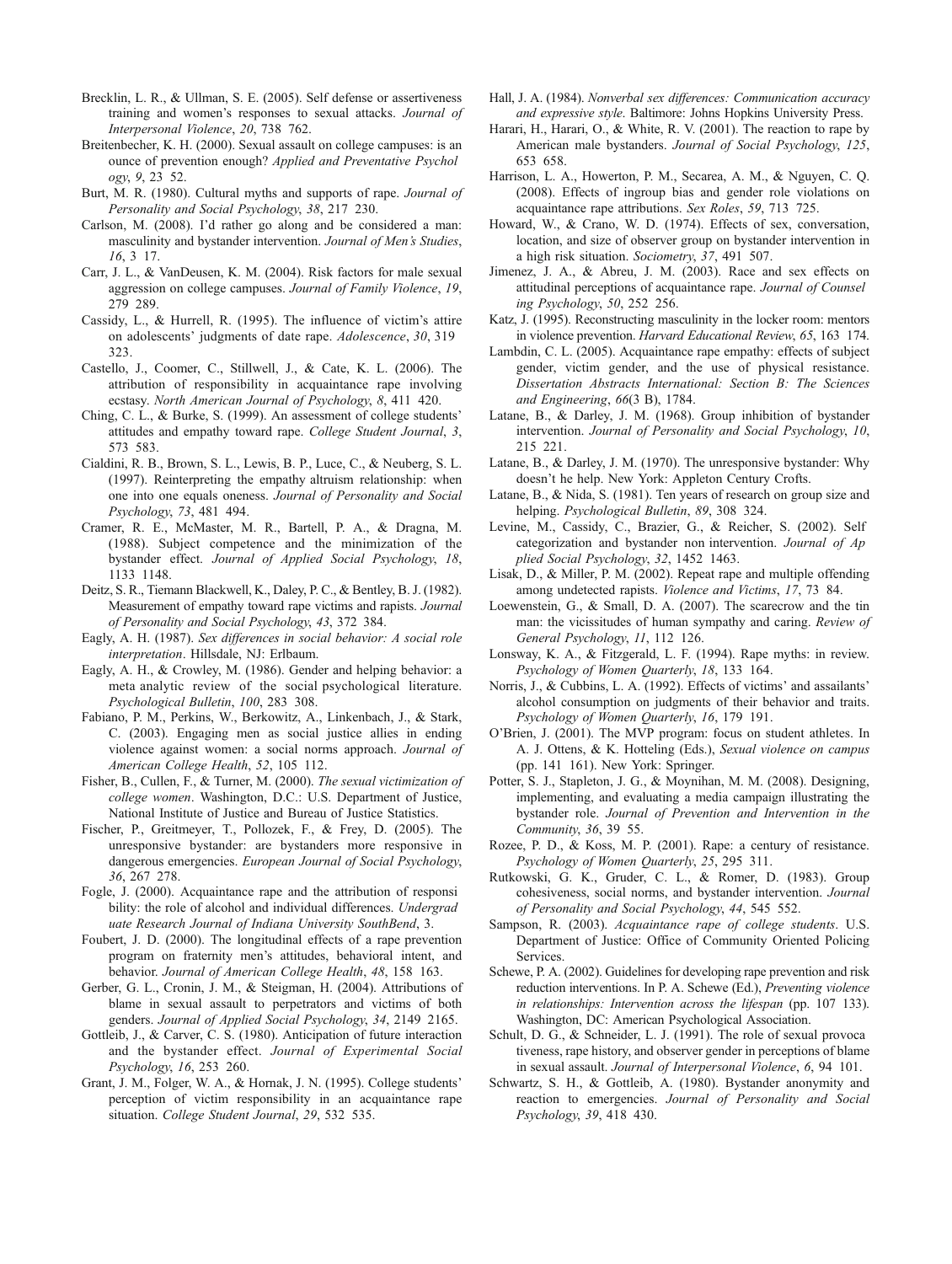Brecklin, L. R., & Ullman, S. E. (2005). Self defense or assertiveness training and women's responses to sexual attacks. *Journal of Interpersonal Violence*, *20*, 738 762.

Breitenbecher, K. H. (2000). Sexual assault on college campuses: is an ounce of prevention enough? *Applied and Preventative Psychol ogy*, *9*, 23 52.

Burt, M. R. (1980). Cultural myths and supports of rape. *Journal of Personality and Social Psychology*, *38*, 217 230.

Carlson, M. (2008). I'd rather go along and be considered a man: masculinity and bystander intervention. *Journal of Men's Studies*, *16*, 3 17.

Carr, J. L., & VanDeusen, K. M. (2004). Risk factors for male sexual aggression on college campuses. *Journal of Family Violence*, *19*, 279 289.

Cassidy, L., & Hurrell, R. (1995). The influence of victim's attire on adolescents' judgments of date rape. *Adolescence*, *30*, 319 323.

Castello, J., Coomer, C., Stillwell, J., & Cate, K. L. (2006). The attribution of responsibility in acquaintance rape involving ecstasy. *North American Journal of Psychology*, *8*, 411 420.

Ching, C. L., & Burke, S. (1999). An assessment of college students' attitudes and empathy toward rape. *College Student Journal*, *3*, 573 583.

Cialdini, R. B., Brown, S. L., Lewis, B. P., Luce, C., & Neuberg, S. L. (1997). Reinterpreting the empathy altruism relationship: when one into one equals oneness. *Journal of Personality and Social Psychology*, *73*, 481 494.

Cramer, R. E., McMaster, M. R., Bartell, P. A., & Dragna, M. (1988). Subject competence and the minimization of the bystander effect. *Journal of Applied Social Psychology*, *18*, 1133 1148.

Deitz, S. R., Tiemann Blackwell, K., Daley, P. C., & Bentley, B. J. (1982). Measurement of empathy toward rape victims and rapists. *Journal of Personality and Social Psychology*, *43*, 372 384.

Eagly, A. H. (1987). *Sex differences in social behavior: A social role interpretation*. Hillsdale, NJ: Erlbaum.

Eagly, A. H., & Crowley, M. (1986). Gender and helping behavior: a meta analytic review of the social psychological literature. *Psychological Bulletin*, *100*, 283 308.

Fabiano, P. M., Perkins, W., Berkowitz, A., Linkenbach, J., & Stark, C. (2003). Engaging men as social justice allies in ending violence against women: a social norms approach. *Journal of American College Health*, *52*, 105 112.

Fisher, B., Cullen, F., & Turner, M. (2000). *The sexual victimization of college women*. Washington, D.C.: U.S. Department of Justice, National Institute of Justice and Bureau of Justice Statistics.

Fischer, P., Greitmeyer, T., Pollozek, F., & Frey, D. (2005). The unresponsive bystander: are bystanders more responsive in dangerous emergencies. *European Journal of Social Psychology*, *36*, 267 278.

Fogle, J. (2000). Acquaintance rape and the attribution of responsi bility: the role of alcohol and individual differences. *Undergrad uate Research Journal of Indiana University SouthBend*, 3.

Foubert, J. D. (2000). The longitudinal effects of a rape prevention program on fraternity men's attitudes, behavioral intent, and behavior. *Journal of American College Health*, *48*, 158 163.

Gerber, G. L., Cronin, J. M., & Steigman, H. (2004). Attributions of blame in sexual assault to perpetrators and victims of both genders. *Journal of Applied Social Psychology*, *34*, 2149 2165.

Gottleib, J., & Carver, C. S. (1980). Anticipation of future interaction and the bystander effect. *Journal of Experimental Social Psychology*, *16*, 253 260.

Grant, J. M., Folger, W. A., & Hornak, J. N. (1995). College students' perception of victim responsibility in an acquaintance rape situation. *College Student Journal*, *29*, 532 535.

Hall, J. A. (1984). *Nonverbal sex differences: Communication accuracy and expressive style*. Baltimore: Johns Hopkins University Press.

Harari, H., Harari, O., & White, R. V. (2001). The reaction to rape by American male bystanders. *Journal of Social Psychology*, *125*, 653 658.

Harrison, L. A., Howerton, P. M., Secarea, A. M., & Nguyen, C. Q. (2008). Effects of ingroup bias and gender role violations on acquaintance rape attributions. *Sex Roles*, *59*, 713 725.

Howard, W., & Crano, W. D. (1974). Effects of sex, conversation, location, and size of observer group on bystander intervention in a high risk situation. *Sociometry*, *37*, 491 507.

Jimenez, J. A., & Abreu, J. M. (2003). Race and sex effects on attitudinal perceptions of acquaintance rape. *Journal of Counsel ing Psychology*, *50*, 252 256.

Katz, J. (1995). Reconstructing masculinity in the locker room: mentors in violence prevention. *Harvard Educational Review*, *65*, 163 174.

Lambdin, C. L. (2005). Acquaintance rape empathy: effects of subject gender, victim gender, and the use of physical resistance. *Dissertation Abstracts International: Section B: The Sciences and Engineering*, *66*(3 B), 1784.

Latane, B., & Darley, J. M. (1968). Group inhibition of bystander intervention. *Journal of Personality and Social Psychology*, *10*, 215 221.

Latane, B., & Darley, J. M. (1970). The unresponsive bystander: Why doesn't he help. New York: Appleton Century Crofts.

Latane, B., & Nida, S. (1981). Ten years of research on group size and helping. *Psychological Bulletin*, *89*, 308 324.

Levine, M., Cassidy, C., Brazier, G., & Reicher, S. (2002). Self categorization and bystander non intervention. *Journal of Ap plied Social Psychology*, *32*, 1452 1463.

Lisak, D., & Miller, P. M. (2002). Repeat rape and multiple offending among undetected rapists. *Violence and Victims*, *17*, 73 84.

Loewenstein, G., & Small, D. A. (2007). The scarecrow and the tin man: the vicissitudes of human sympathy and caring. *Review of General Psychology*, *11*, 112 126.

Lonsway, K. A., & Fitzgerald, L. F. (1994). Rape myths: in review. *Psychology of Women Quarterly*, *18*, 133 164.

Norris, J., & Cubbins, L. A. (1992). Effects of victims' and assailants' alcohol consumption on judgments of their behavior and traits. *Psychology of Women Quarterly*, *16*, 179 191.

O'Brien, J. (2001). The MVP program: focus on student athletes. In A. J. Ottens, & K. Hotteling (Eds.), *Sexual violence on campus* (pp. 141 161). New York: Springer.

Potter, S. J., Stapleton, J. G., & Moynihan, M. M. (2008). Designing, implementing, and evaluating a media campaign illustrating the bystander role. *Journal of Prevention and Intervention in the Community*, *36*, 39 55.

Rozee, P. D., & Koss, M. P. (2001). Rape: a century of resistance. *Psychology of Women Quarterly*, *25*, 295 311.

Rutkowski, G. K., Gruder, C. L., & Romer, D. (1983). Group cohesiveness, social norms, and bystander intervention. *Journal of Personality and Social Psychology*, *44*, 545 552.

Sampson, R. (2003). *Acquaintance rape of college students*. U.S. Department of Justice: Office of Community Oriented Policing Services.

Schewe, P. A. (2002). Guidelines for developing rape prevention and risk reduction interventions. In P. A. Schewe (Ed.), *Preventing violence in relationships: Intervention across the lifespan* (pp. 107 133). Washington, DC: American Psychological Association.

Schult, D. G., & Schneider, L. J. (1991). The role of sexual provoca tiveness, rape history, and observer gender in perceptions of blame in sexual assault. *Journal of Interpersonal Violence*, *6*, 94 101.

Schwartz, S. H., & Gottleib, A. (1980). Bystander anonymity and reaction to emergencies. *Journal of Personality and Social Psychology*, *39*, 418 430.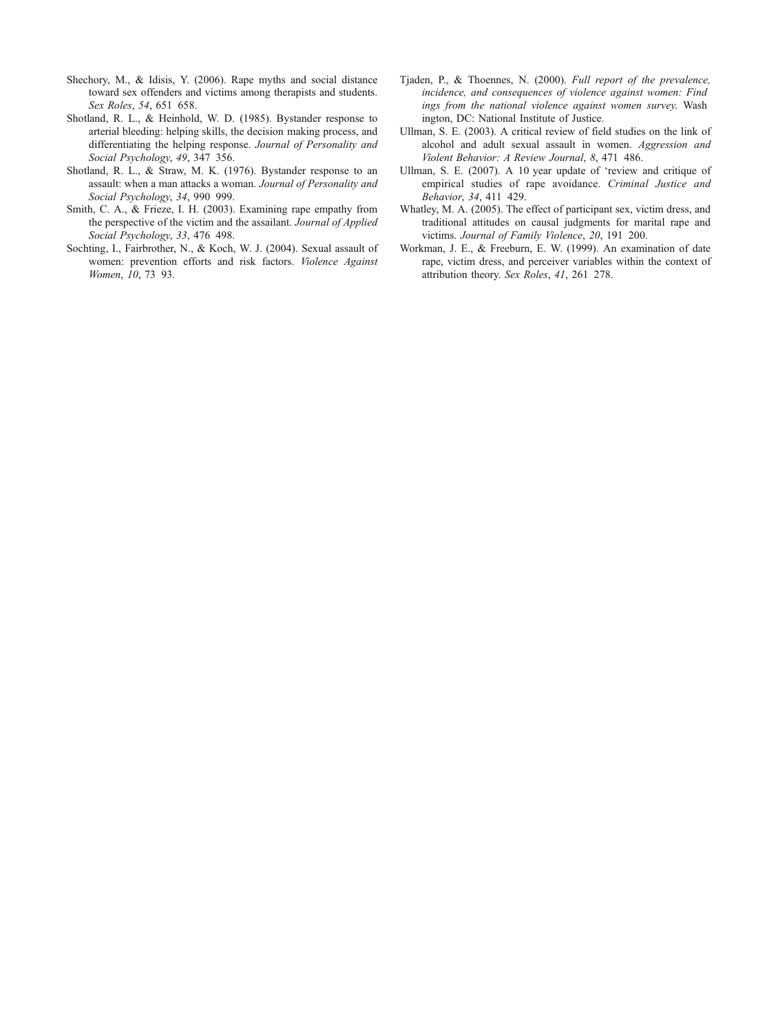Shechory, M., & Idisis, Y. (2006). Rape myths and social distance toward sex offenders and victims among therapists and students. *Sex Roles*, *54*, 651 658.

Shotland, R. L., & Heinhold, W. D. (1985). Bystander response to arterial bleeding: helping skills, the decision making process, and differentiating the helping response. *Journal of Personality and Social Psychology*, *49*, 347 356.

Shotland, R. L., & Straw, M. K. (1976). Bystander response to an assault: when a man attacks a woman. *Journal of Personality and Social Psychology*, *34*, 990 999.

Smith, C. A., & Frieze, I. H. (2003). Examining rape empathy from the perspective of the victim and the assailant. *Journal of Applied Social Psychology*, *33*, 476 498.

Sochting, I., Fairbrother, N., & Koch, W. J. (2004). Sexual assault of women: prevention efforts and risk factors. *Violence Against Women*, *10*, 73 93.

Tjaden, P., & Thoennes, N. (2000). *Full report of the prevalence, incidence, and consequences of violence against women: Find ings from the national violence against women survey*. Wash ington, DC: National Institute of Justice.

Ullman, S. E. (2003). A critical review of field studies on the link of alcohol and adult sexual assault in women. *Aggression and Violent Behavior: A Review Journal*, *8*, 471 486.

Ullman, S. E. (2007). A 10 year update of 'review and critique of empirical studies of rape avoidance. *Criminal Justice and Behavior*, *34*, 411 429.

Whatley, M. A. (2005). The effect of participant sex, victim dress, and traditional attitudes on causal judgments for marital rape and victims. *Journal of Family Violence*, *20*, 191 200.

Workman, J. E., & Freeburn, E. W. (1999). An examination of date rape, victim dress, and perceiver variables within the context of attribution theory. *Sex Roles*, *41*, 261 278.